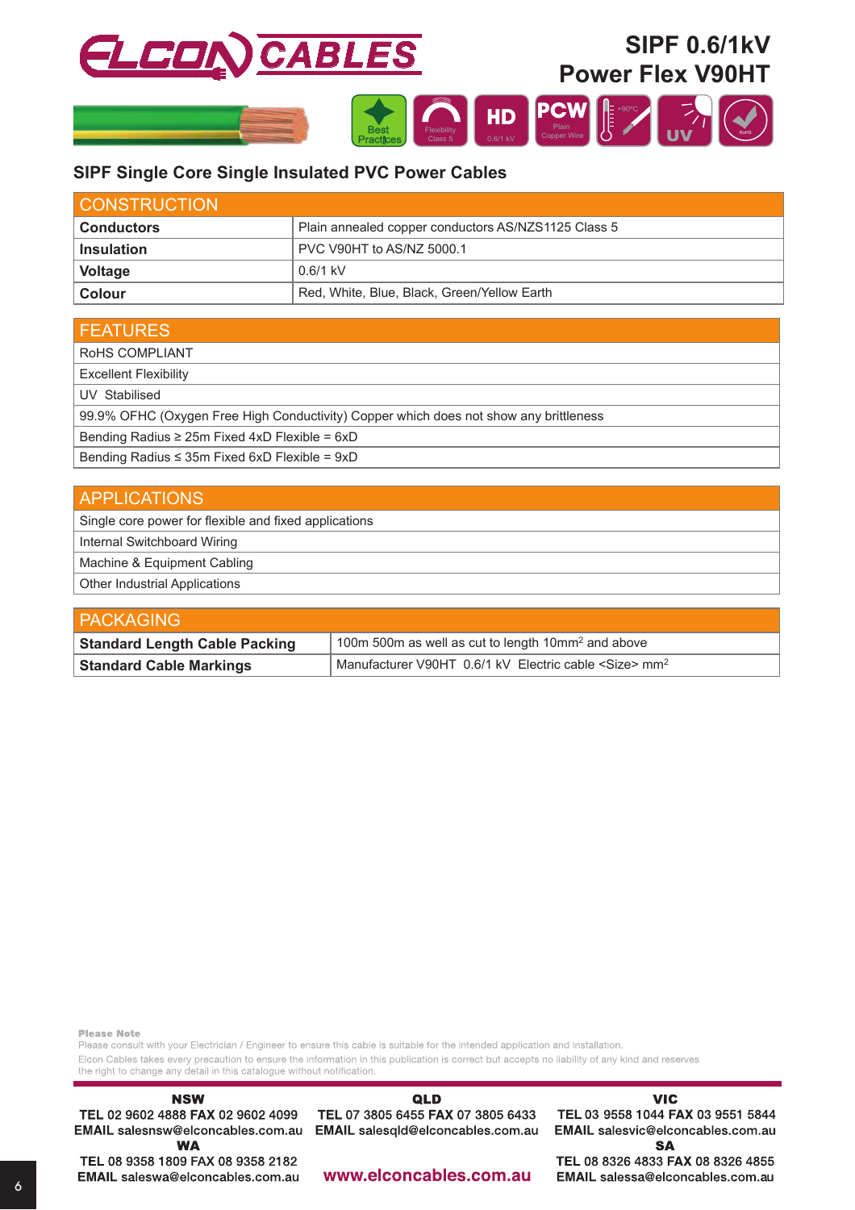# SIPF 0.6/1kV Power Flex V90HT

## SIPF Single Core Single Insulated PVC Power Cables

| CONSTRUCTION | |
|---|---|
| **Conductors** | Plain annealed copper conductors AS/NZS1125 Class 5 |
| **Insulation** | PVC V90HT to AS/NZ 5000.1 |
| **Voltage** | 0.6/1 kV |
| **Colour** | Red, White, Blue, Black, Green/Yellow Earth |

| FEATURES |
|---|
| RoHS COMPLIANT |
| Excellent Flexibility |
| UV Stabilised |
| 99.9% OFHC (Oxygen Free High Conductivity) Copper which does not show any brittleness |
| Bending Radius ≥ 25m Fixed 4xD Flexible = 6xD |
| Bending Radius ≤ 35m Fixed 6xD Flexible = 9xD |

| APPLICATIONS |
|---|
| Single core power for flexible and fixed applications |
| Internal Switchboard Wiring |
| Machine & Equipment Cabling |
| Other Industrial Applications |

| PACKAGING | |
|---|---|
| **Standard Length Cable Packing** | 100m 500m as well as cut to length 10mm$^2$ and above |
| **Standard Cable Markings** | Manufacturer V90HT 0.6/1 kV Electric cable <Size> mm$^2$ |

**Please Note**
Please consult with your Electrician / Engineer to ensure this cable is suitable for the intended application and installation.
Elcon Cables takes every precaution to ensure the information in this publication is correct but accepts no liability of any kind and reserves the right to change any detail in this catalogue without notification.

**NSW**
**TEL** 02 9602 4888 **FAX** 02 9602 4099
**EMAIL** salesnsw@elconcables.com.au

**QLD**
**TEL** 07 3805 6455 **FAX** 07 3805 6433
**EMAIL** salesqld@elconcables.com.au

**VIC**
**TEL** 03 9558 1044 **FAX** 03 9551 5844
**EMAIL** salesvic@elconcables.com.au

**WA**
TEL 08 9358 1809 FAX 08 9358 2182
EMAIL saleswa@elconcables.com.au

**SA**
TEL 08 8326 4833 FAX 08 8326 4855
EMAIL salessa@elconcables.com.au

www.elconcables.com.au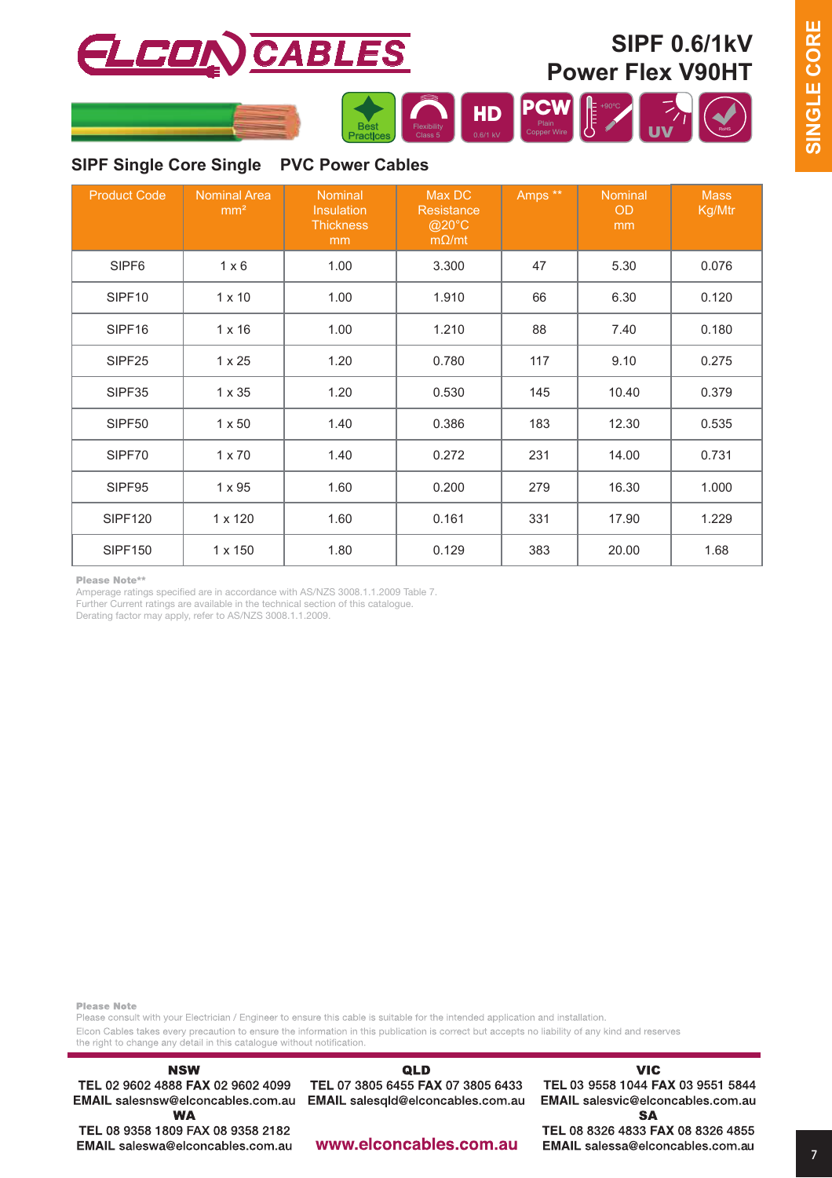# SIPF 0.6/1kV Power Flex V90HT

## SIPF Single Core Single PVC Power Cables

| Product Code | Nominal Area mm² | Nominal Insulation Thickness mm | Max DC Resistance @20°C mΩ/mt | Amps ** | Nominal OD mm | Mass Kg/Mtr |
|---|---|---|---|---|---|---|
| SIPF6 | 1 x 6 | 1.00 | 3.300 | 47 | 5.30 | 0.076 |
| SIPF10 | 1 x 10 | 1.00 | 1.910 | 66 | 6.30 | 0.120 |
| SIPF16 | 1 x 16 | 1.00 | 1.210 | 88 | 7.40 | 0.180 |
| SIPF25 | 1 x 25 | 1.20 | 0.780 | 117 | 9.10 | 0.275 |
| SIPF35 | 1 x 35 | 1.20 | 0.530 | 145 | 10.40 | 0.379 |
| SIPF50 | 1 x 50 | 1.40 | 0.386 | 183 | 12.30 | 0.535 |
| SIPF70 | 1 x 70 | 1.40 | 0.272 | 231 | 14.00 | 0.731 |
| SIPF95 | 1 x 95 | 1.60 | 0.200 | 279 | 16.30 | 1.000 |
| SIPF120 | 1 x 120 | 1.60 | 0.161 | 331 | 17.90 | 1.229 |
| SIPF150 | 1 x 150 | 1.80 | 0.129 | 383 | 20.00 | 1.68 |

**Please Note****

Amperage ratings specified are in accordance with AS/NZS 3008.1.1.2009 Table 7.
Further Current ratings are available in the technical section of this catalogue.
Derating factor may apply, refer to AS/NZS 3008.1.1.2009.

**Please Note**

Please consult with your Electrician / Engineer to ensure this cable is suitable for the intended application and installation.
Elcon Cables takes every precaution to ensure the information in this publication is correct but accepts no liability of any kind and reserves the right to change any detail in this catalogue without notification.

**NSW**
**TEL** 02 9602 4888 **FAX** 02 9602 4099
**EMAIL** salesnsw@elconcables.com.au

**QLD**
**TEL** 07 3805 6455 **FAX** 07 3805 6433
**EMAIL** salesqld@elconcables.com.au

**VIC**
**TEL** 03 9558 1044 **FAX** 03 9551 5844
**EMAIL** salesvic@elconcables.com.au

**WA**
TEL 08 9358 1809 FAX 08 9358 2182
EMAIL saleswa@elconcables.com.au

**SA**
TEL 08 8326 4833 FAX 08 8326 4855
EMAIL salessa@elconcables.com.au

www.elconcables.com.au